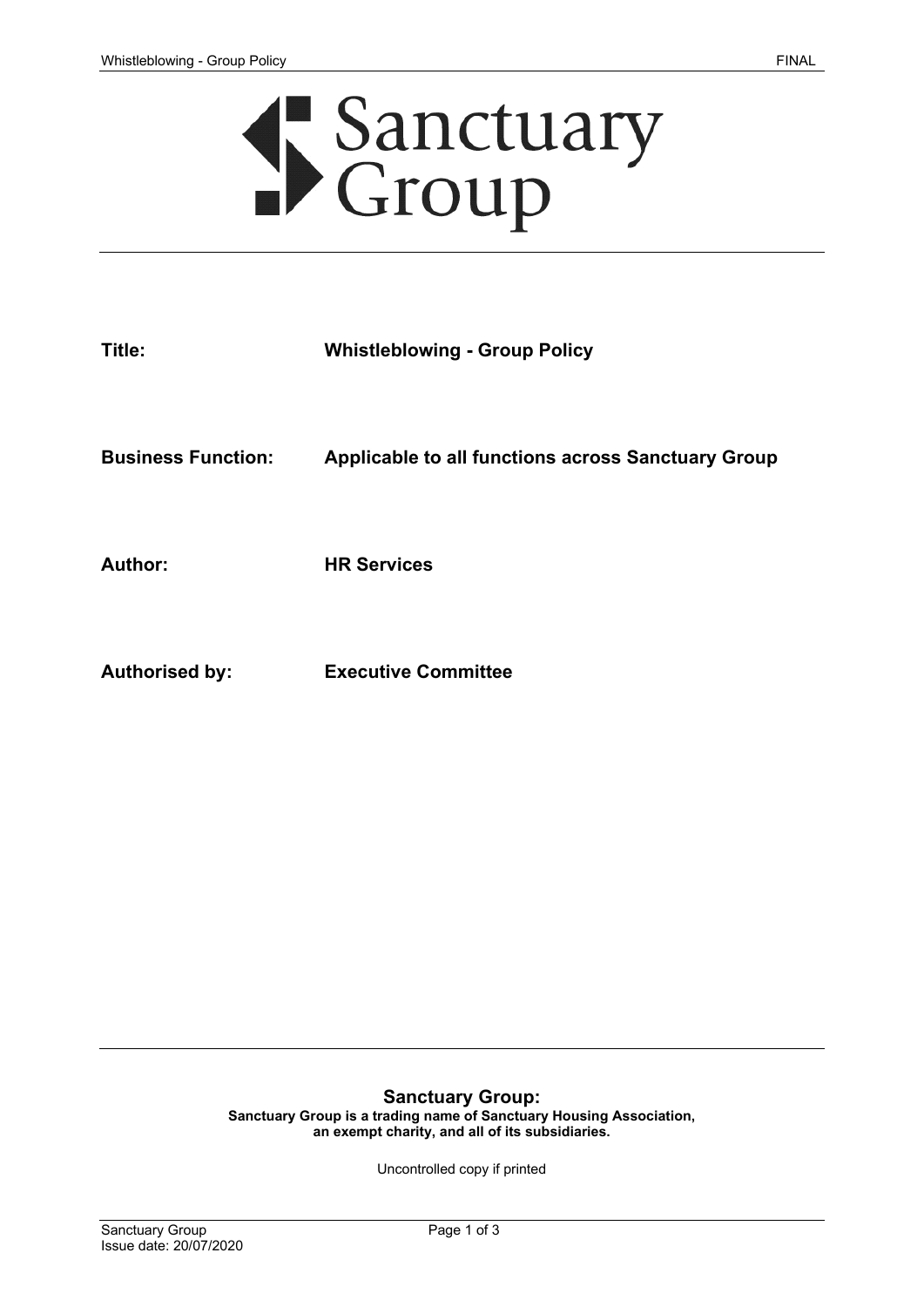Sanctuary Group

| | |
|---|---|
| **Title:** | **Whistleblowing - Group Policy** |
| **Business Function:** | **Applicable to all functions across Sanctuary Group** |
| **Author:** | **HR Services** |
| **Authorised by:** | **Executive Committee** |

**Sanctuary Group:**

**Sanctuary Group is a trading name of Sanctuary Housing Association, an exempt charity, and all of its subsidiaries.**

Uncontrolled copy if printed

Issue date: 20/07/2020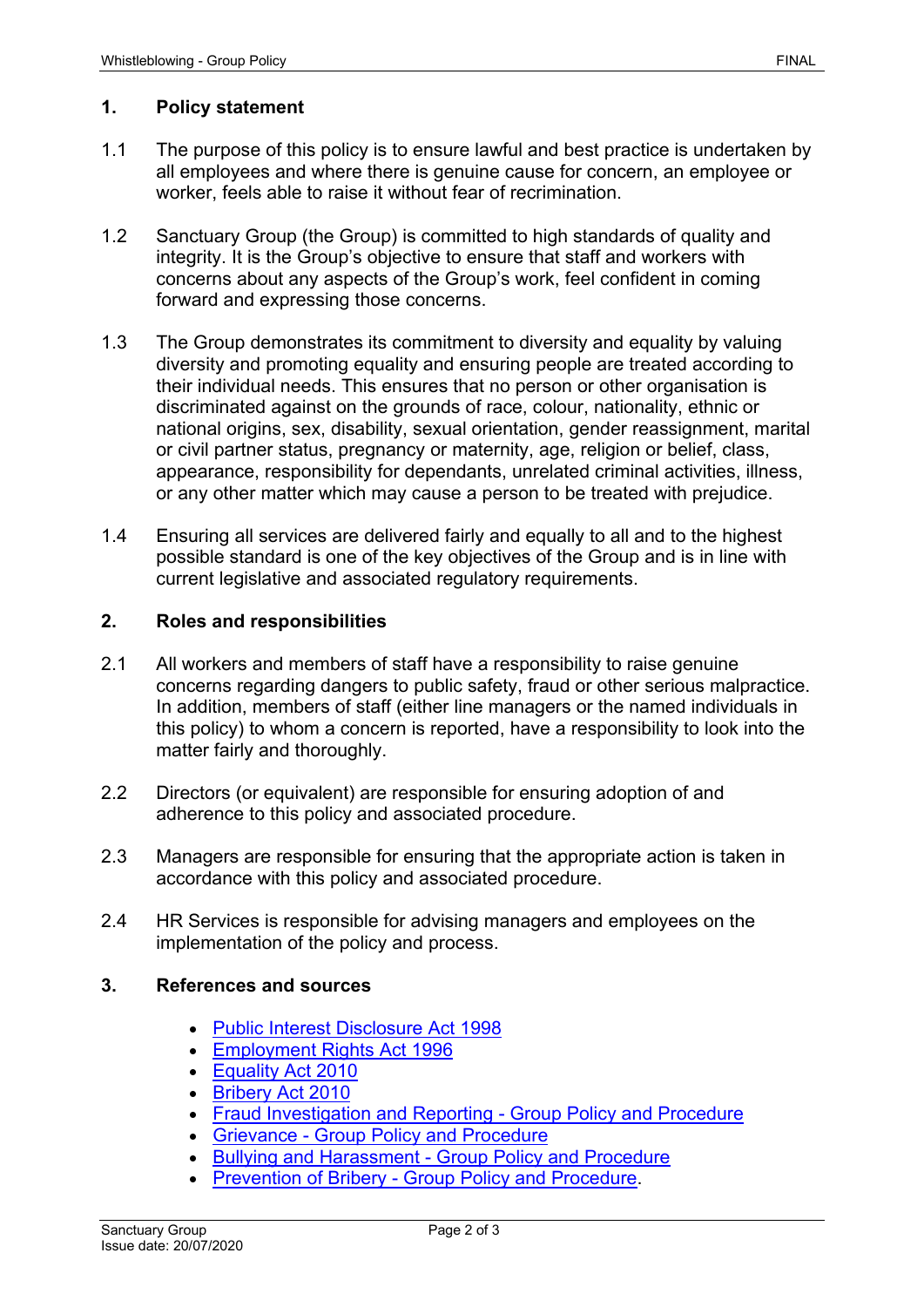## 1. Policy statement

1.1 The purpose of this policy is to ensure lawful and best practice is undertaken by all employees and where there is genuine cause for concern, an employee or worker, feels able to raise it without fear of recrimination.

1.2 Sanctuary Group (the Group) is committed to high standards of quality and integrity. It is the Group's objective to ensure that staff and workers with concerns about any aspects of the Group's work, feel confident in coming forward and expressing those concerns.

1.3 The Group demonstrates its commitment to diversity and equality by valuing diversity and promoting equality and ensuring people are treated according to their individual needs. This ensures that no person or other organisation is discriminated against on the grounds of race, colour, nationality, ethnic or national origins, sex, disability, sexual orientation, gender reassignment, marital or civil partner status, pregnancy or maternity, age, religion or belief, class, appearance, responsibility for dependants, unrelated criminal activities, illness, or any other matter which may cause a person to be treated with prejudice.

1.4 Ensuring all services are delivered fairly and equally to all and to the highest possible standard is one of the key objectives of the Group and is in line with current legislative and associated regulatory requirements.

## 2. Roles and responsibilities

2.1 All workers and members of staff have a responsibility to raise genuine concerns regarding dangers to public safety, fraud or other serious malpractice. In addition, members of staff (either line managers or the named individuals in this policy) to whom a concern is reported, have a responsibility to look into the matter fairly and thoroughly.

2.2 Directors (or equivalent) are responsible for ensuring adoption of and adherence to this policy and associated procedure.

2.3 Managers are responsible for ensuring that the appropriate action is taken in accordance with this policy and associated procedure.

2.4 HR Services is responsible for advising managers and employees on the implementation of the policy and process.

## 3. References and sources

- Public Interest Disclosure Act 1998
- Employment Rights Act 1996
- Equality Act 2010
- Bribery Act 2010
- Fraud Investigation and Reporting - Group Policy and Procedure
- Grievance - Group Policy and Procedure
- Bullying and Harassment - Group Policy and Procedure
- Prevention of Bribery - Group Policy and Procedure.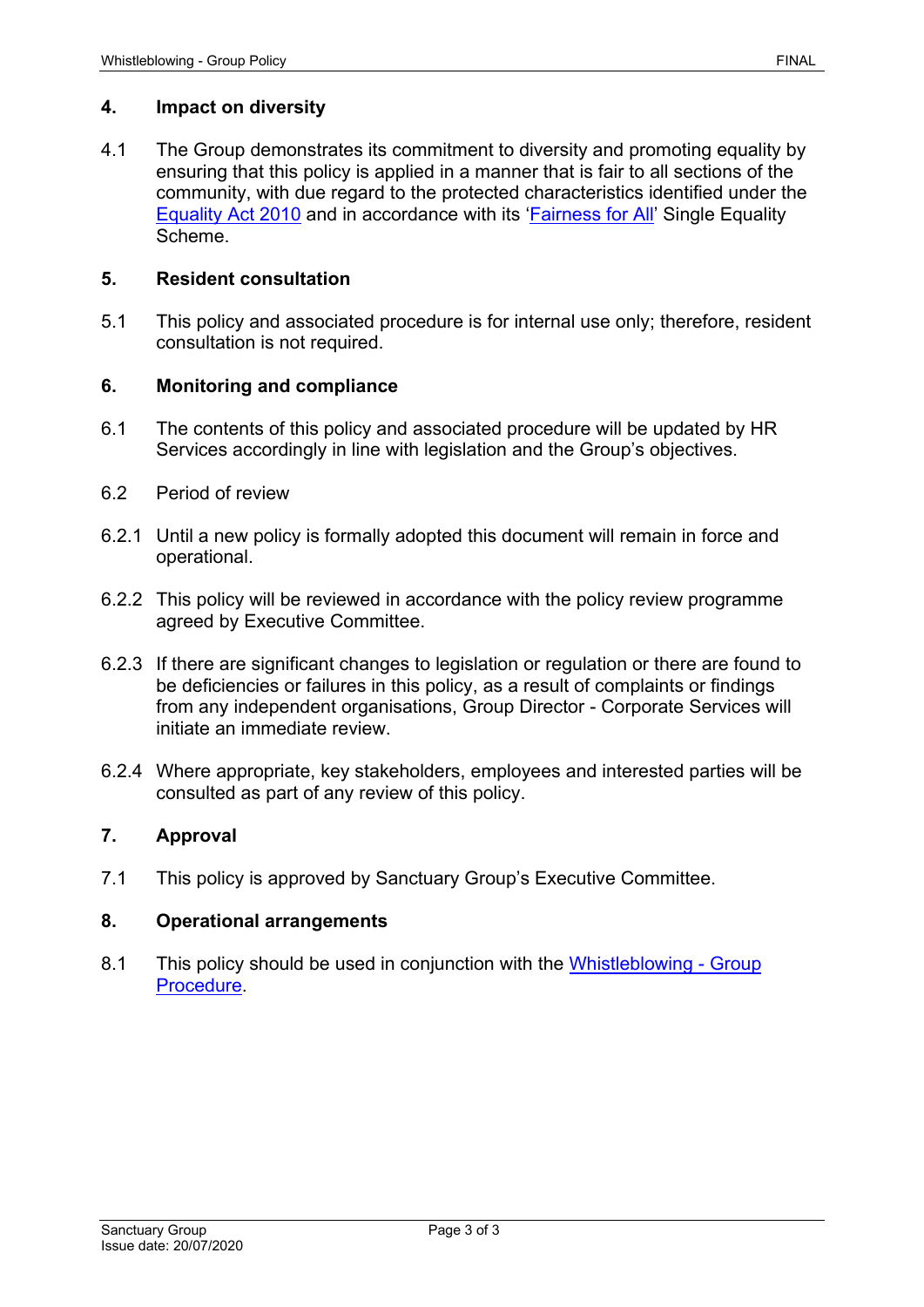## 4. Impact on diversity

4.1 The Group demonstrates its commitment to diversity and promoting equality by ensuring that this policy is applied in a manner that is fair to all sections of the community, with due regard to the protected characteristics identified under the Equality Act 2010 and in accordance with its 'Fairness for All' Single Equality Scheme.

## 5. Resident consultation

5.1 This policy and associated procedure is for internal use only; therefore, resident consultation is not required.

## 6. Monitoring and compliance

6.1 The contents of this policy and associated procedure will be updated by HR Services accordingly in line with legislation and the Group's objectives.

6.2 Period of review

6.2.1 Until a new policy is formally adopted this document will remain in force and operational.

6.2.2 This policy will be reviewed in accordance with the policy review programme agreed by Executive Committee.

6.2.3 If there are significant changes to legislation or regulation or there are found to be deficiencies or failures in this policy, as a result of complaints or findings from any independent organisations, Group Director - Corporate Services will initiate an immediate review.

6.2.4 Where appropriate, key stakeholders, employees and interested parties will be consulted as part of any review of this policy.

## 7. Approval

7.1 This policy is approved by Sanctuary Group's Executive Committee.

## 8. Operational arrangements

8.1 This policy should be used in conjunction with the Whistleblowing - Group Procedure.